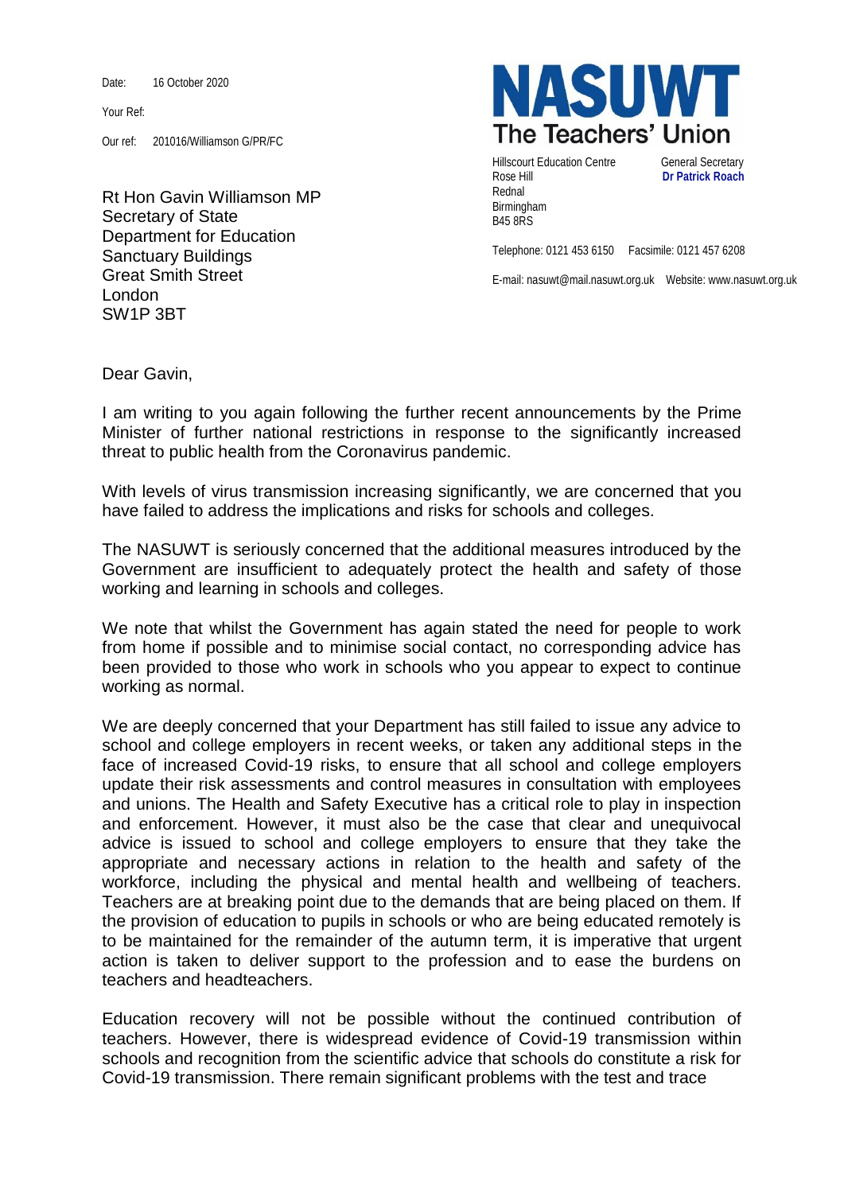Date: 16 October 2020

Your Ref:

Our ref: 201016/Williamson G/PR/FC

**NASUWT**
**The Teachers' Union**

Hillscourt Education Centre
Rose Hill
Rednal
Birmingham
B45 8RS

General Secretary
**Dr Patrick Roach**

Telephone: 0121 453 6150 Facsimile: 0121 457 6208

E-mail: nasuwt@mail.nasuwt.org.uk Website: www.nasuwt.org.uk

Rt Hon Gavin Williamson MP
Secretary of State
Department for Education
Sanctuary Buildings
Great Smith Street
London
SW1P 3BT

Dear Gavin,

I am writing to you again following the further recent announcements by the Prime Minister of further national restrictions in response to the significantly increased threat to public health from the Coronavirus pandemic.

With levels of virus transmission increasing significantly, we are concerned that you have failed to address the implications and risks for schools and colleges.

The NASUWT is seriously concerned that the additional measures introduced by the Government are insufficient to adequately protect the health and safety of those working and learning in schools and colleges.

We note that whilst the Government has again stated the need for people to work from home if possible and to minimise social contact, no corresponding advice has been provided to those who work in schools who you appear to expect to continue working as normal.

We are deeply concerned that your Department has still failed to issue any advice to school and college employers in recent weeks, or taken any additional steps in the face of increased Covid-19 risks, to ensure that all school and college employers update their risk assessments and control measures in consultation with employees and unions. The Health and Safety Executive has a critical role to play in inspection and enforcement. However, it must also be the case that clear and unequivocal advice is issued to school and college employers to ensure that they take the appropriate and necessary actions in relation to the health and safety of the workforce, including the physical and mental health and wellbeing of teachers. Teachers are at breaking point due to the demands that are being placed on them. If the provision of education to pupils in schools or who are being educated remotely is to be maintained for the remainder of the autumn term, it is imperative that urgent action is taken to deliver support to the profession and to ease the burdens on teachers and headteachers.

Education recovery will not be possible without the continued contribution of teachers. However, there is widespread evidence of Covid-19 transmission within schools and recognition from the scientific advice that schools do constitute a risk for Covid-19 transmission. There remain significant problems with the test and trace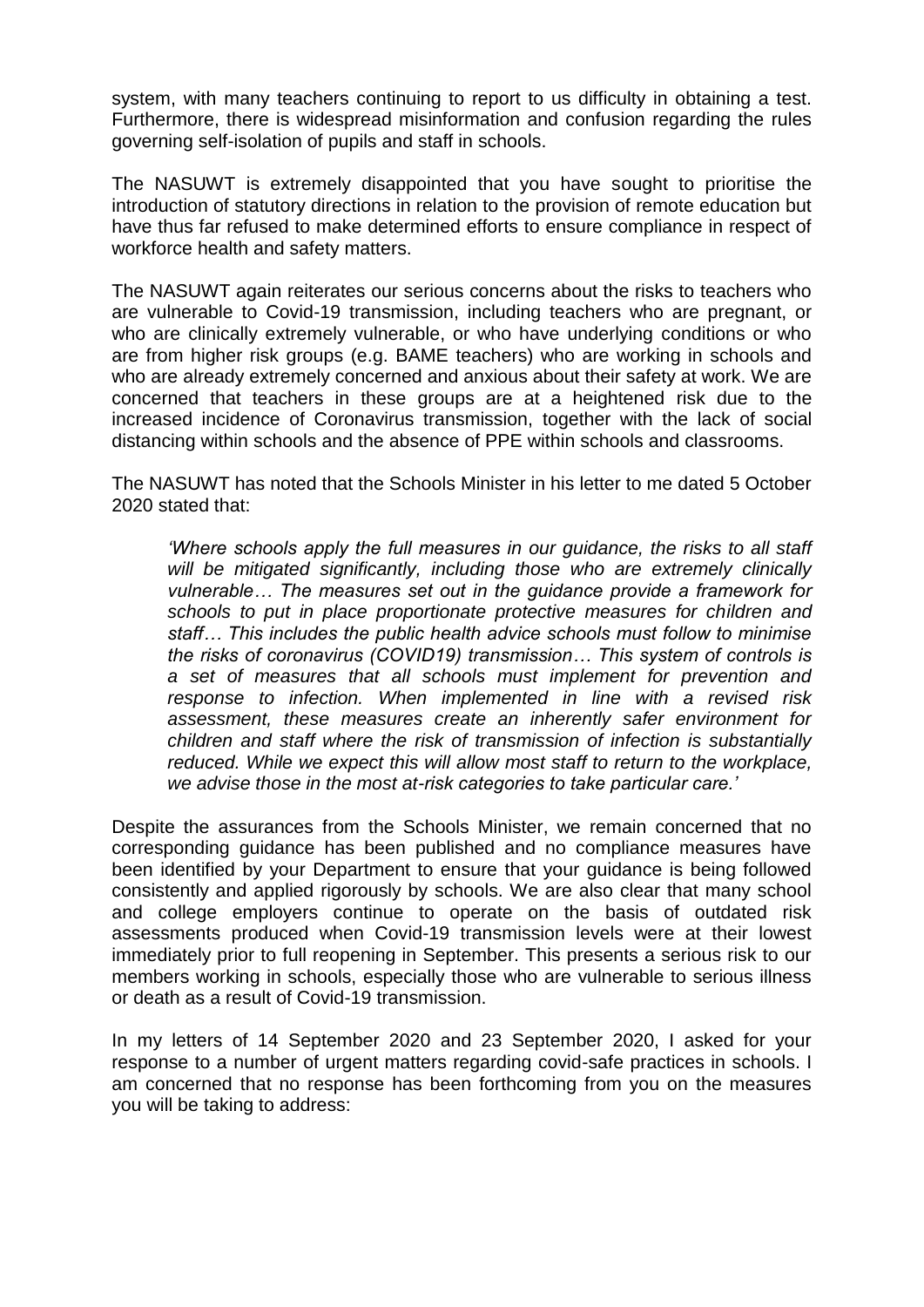system, with many teachers continuing to report to us difficulty in obtaining a test. Furthermore, there is widespread misinformation and confusion regarding the rules governing self-isolation of pupils and staff in schools.

The NASUWT is extremely disappointed that you have sought to prioritise the introduction of statutory directions in relation to the provision of remote education but have thus far refused to make determined efforts to ensure compliance in respect of workforce health and safety matters.

The NASUWT again reiterates our serious concerns about the risks to teachers who are vulnerable to Covid-19 transmission, including teachers who are pregnant, or who are clinically extremely vulnerable, or who have underlying conditions or who are from higher risk groups (e.g. BAME teachers) who are working in schools and who are already extremely concerned and anxious about their safety at work. We are concerned that teachers in these groups are at a heightened risk due to the increased incidence of Coronavirus transmission, together with the lack of social distancing within schools and the absence of PPE within schools and classrooms.

The NASUWT has noted that the Schools Minister in his letter to me dated 5 October 2020 stated that:

> *'Where schools apply the full measures in our guidance, the risks to all staff will be mitigated significantly, including those who are extremely clinically vulnerable… The measures set out in the guidance provide a framework for schools to put in place proportionate protective measures for children and staff… This includes the public health advice schools must follow to minimise the risks of coronavirus (COVID19) transmission… This system of controls is a set of measures that all schools must implement for prevention and response to infection. When implemented in line with a revised risk assessment, these measures create an inherently safer environment for children and staff where the risk of transmission of infection is substantially reduced. While we expect this will allow most staff to return to the workplace, we advise those in the most at-risk categories to take particular care.'*

Despite the assurances from the Schools Minister, we remain concerned that no corresponding guidance has been published and no compliance measures have been identified by your Department to ensure that your guidance is being followed consistently and applied rigorously by schools. We are also clear that many school and college employers continue to operate on the basis of outdated risk assessments produced when Covid-19 transmission levels were at their lowest immediately prior to full reopening in September. This presents a serious risk to our members working in schools, especially those who are vulnerable to serious illness or death as a result of Covid-19 transmission.

In my letters of 14 September 2020 and 23 September 2020, I asked for your response to a number of urgent matters regarding covid-safe practices in schools. I am concerned that no response has been forthcoming from you on the measures you will be taking to address: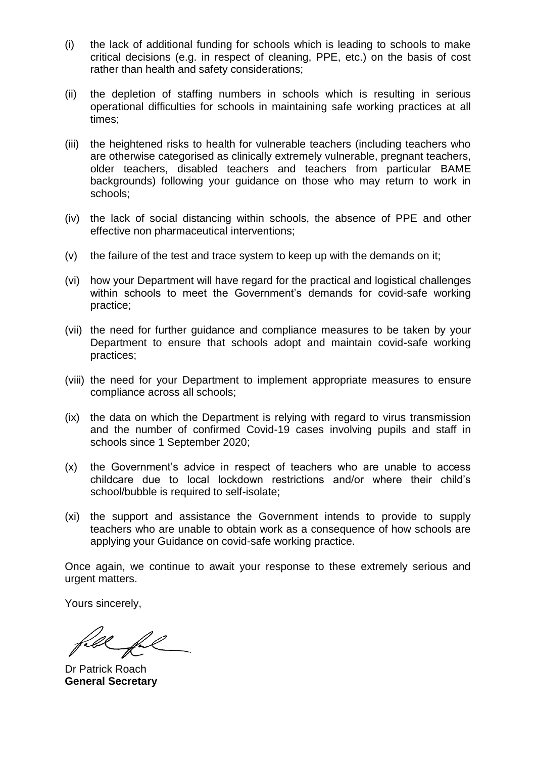(i) the lack of additional funding for schools which is leading to schools to make critical decisions (e.g. in respect of cleaning, PPE, etc.) on the basis of cost rather than health and safety considerations;

(ii) the depletion of staffing numbers in schools which is resulting in serious operational difficulties for schools in maintaining safe working practices at all times;

(iii) the heightened risks to health for vulnerable teachers (including teachers who are otherwise categorised as clinically extremely vulnerable, pregnant teachers, older teachers, disabled teachers and teachers from particular BAME backgrounds) following your guidance on those who may return to work in schools;

(iv) the lack of social distancing within schools, the absence of PPE and other effective non pharmaceutical interventions;

(v) the failure of the test and trace system to keep up with the demands on it;

(vi) how your Department will have regard for the practical and logistical challenges within schools to meet the Government's demands for covid-safe working practice;

(vii) the need for further guidance and compliance measures to be taken by your Department to ensure that schools adopt and maintain covid-safe working practices;

(viii) the need for your Department to implement appropriate measures to ensure compliance across all schools;

(ix) the data on which the Department is relying with regard to virus transmission and the number of confirmed Covid-19 cases involving pupils and staff in schools since 1 September 2020;

(x) the Government's advice in respect of teachers who are unable to access childcare due to local lockdown restrictions and/or where their child's school/bubble is required to self-isolate;

(xi) the support and assistance the Government intends to provide to supply teachers who are unable to obtain work as a consequence of how schools are applying your Guidance on covid-safe working practice.

Once again, we continue to await your response to these extremely serious and urgent matters.

Yours sincerely,

Dr Patrick Roach
**General Secretary**